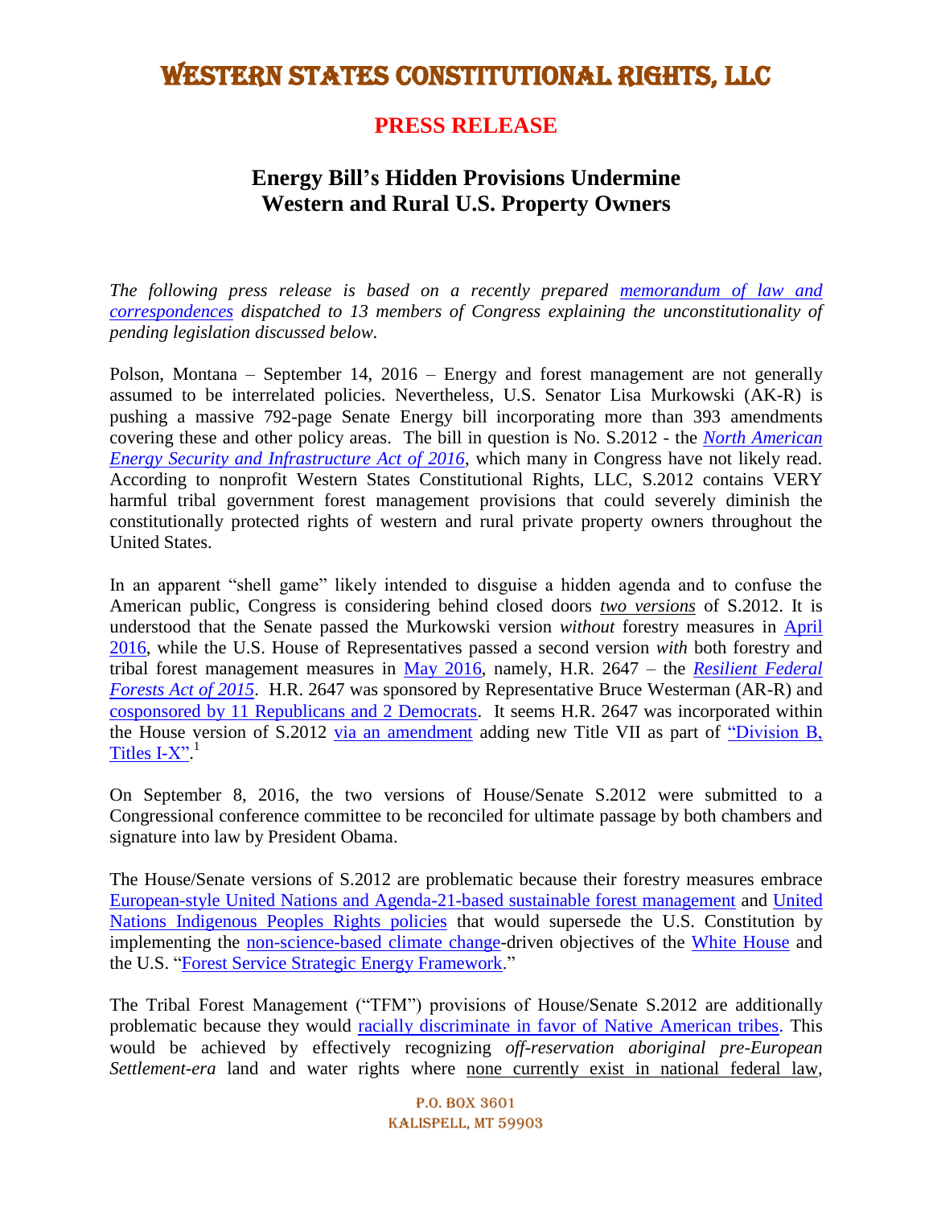# Western States Constitutional Rights, LLC

## PRESS RELEASE

### Energy Bill's Hidden Provisions Undermine Western and Rural U.S. Property Owners

*The following press release is based on a recently prepared memorandum of law and correspondences dispatched to 13 members of Congress explaining the unconstitutionality of pending legislation discussed below.*

Polson, Montana – September 14, 2016 – Energy and forest management are not generally assumed to be interrelated policies. Nevertheless, U.S. Senator Lisa Murkowski (AK-R) is pushing a massive 792-page Senate Energy bill incorporating more than 393 amendments covering these and other policy areas. The bill in question is No. S.2012 - the *North American Energy Security and Infrastructure Act of 2016*, which many in Congress have not likely read. According to nonprofit Western States Constitutional Rights, LLC, S.2012 contains VERY harmful tribal government forest management provisions that could severely diminish the constitutionally protected rights of western and rural private property owners throughout the United States.

In an apparent "shell game" likely intended to disguise a hidden agenda and to confuse the American public, Congress is considering behind closed doors ***two versions*** of S.2012. It is understood that the Senate passed the Murkowski version *without* forestry measures in April 2016, while the U.S. House of Representatives passed a second version *with* both forestry and tribal forest management measures in May 2016, namely, H.R. 2647 – the *Resilient Federal Forests Act of 2015*. H.R. 2647 was sponsored by Representative Bruce Westerman (AR-R) and cosponsored by 11 Republicans and 2 Democrats. It seems H.R. 2647 was incorporated within the House version of S.2012 via an amendment adding new Title VII as part of "Division B, Titles I-X".[1]

On September 8, 2016, the two versions of House/Senate S.2012 were submitted to a Congressional conference committee to be reconciled for ultimate passage by both chambers and signature into law by President Obama.

The House/Senate versions of S.2012 are problematic because their forestry measures embrace European-style United Nations and Agenda-21-based sustainable forest management and United Nations Indigenous Peoples Rights policies that would supersede the U.S. Constitution by implementing the non-science-based climate change-driven objectives of the White House and the U.S. "Forest Service Strategic Energy Framework."

The Tribal Forest Management ("TFM") provisions of House/Senate S.2012 are additionally problematic because they would racially discriminate in favor of Native American tribes. This would be achieved by effectively recognizing *off-reservation aboriginal pre-European Settlement-era* land and water rights where none currently exist in national federal law,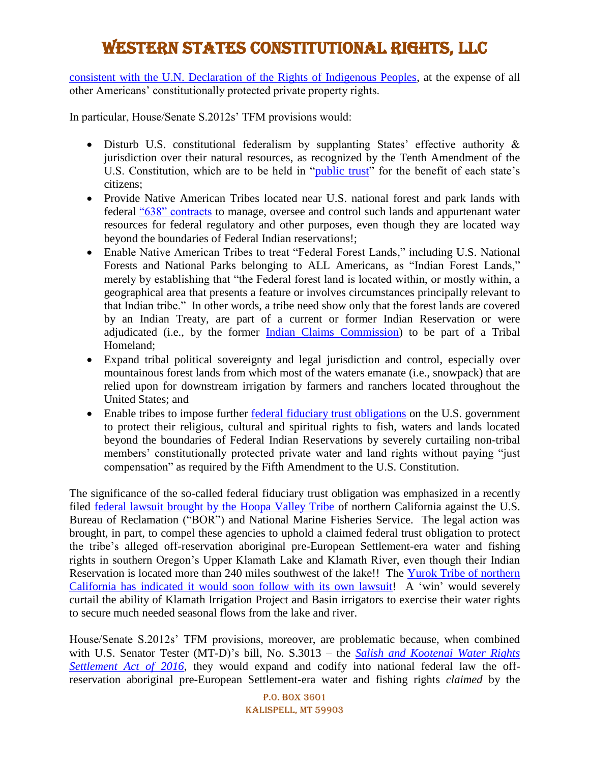consistent with the U.N. Declaration of the Rights of Indigenous Peoples, at the expense of all other Americans' constitutionally protected private property rights.

In particular, House/Senate S.2012s' TFM provisions would:

- Disturb U.S. constitutional federalism by supplanting States' effective authority & jurisdiction over their natural resources, as recognized by the Tenth Amendment of the U.S. Constitution, which are to be held in "public trust" for the benefit of each state's citizens;
- Provide Native American Tribes located near U.S. national forest and park lands with federal "638" contracts to manage, oversee and control such lands and appurtenant water resources for federal regulatory and other purposes, even though they are located way beyond the boundaries of Federal Indian reservations!;
- Enable Native American Tribes to treat "Federal Forest Lands," including U.S. National Forests and National Parks belonging to ALL Americans, as "Indian Forest Lands," merely by establishing that "the Federal forest land is located within, or mostly within, a geographical area that presents a feature or involves circumstances principally relevant to that Indian tribe." In other words, a tribe need show only that the forest lands are covered by an Indian Treaty, are part of a current or former Indian Reservation or were adjudicated (i.e., by the former Indian Claims Commission) to be part of a Tribal Homeland;
- Expand tribal political sovereignty and legal jurisdiction and control, especially over mountainous forest lands from which most of the waters emanate (i.e., snowpack) that are relied upon for downstream irrigation by farmers and ranchers located throughout the United States; and
- Enable tribes to impose further federal fiduciary trust obligations on the U.S. government to protect their religious, cultural and spiritual rights to fish, waters and lands located beyond the boundaries of Federal Indian Reservations by severely curtailing non-tribal members' constitutionally protected private water and land rights without paying "just compensation" as required by the Fifth Amendment to the U.S. Constitution.

The significance of the so-called federal fiduciary trust obligation was emphasized in a recently filed federal lawsuit brought by the Hoopa Valley Tribe of northern California against the U.S. Bureau of Reclamation ("BOR") and National Marine Fisheries Service. The legal action was brought, in part, to compel these agencies to uphold a claimed federal trust obligation to protect the tribe's alleged off-reservation aboriginal pre-European Settlement-era water and fishing rights in southern Oregon's Upper Klamath Lake and Klamath River, even though their Indian Reservation is located more than 240 miles southwest of the lake!! The Yurok Tribe of northern California has indicated it would soon follow with its own lawsuit! A 'win' would severely curtail the ability of Klamath Irrigation Project and Basin irrigators to exercise their water rights to secure much needed seasonal flows from the lake and river.

House/Senate S.2012s' TFM provisions, moreover, are problematic because, when combined with U.S. Senator Tester (MT-D)'s bill, No. S.3013 – the *Salish and Kootenai Water Rights Settlement Act of 2016*, they would expand and codify into national federal law the off-reservation aboriginal pre-European Settlement-era water and fishing rights *claimed* by the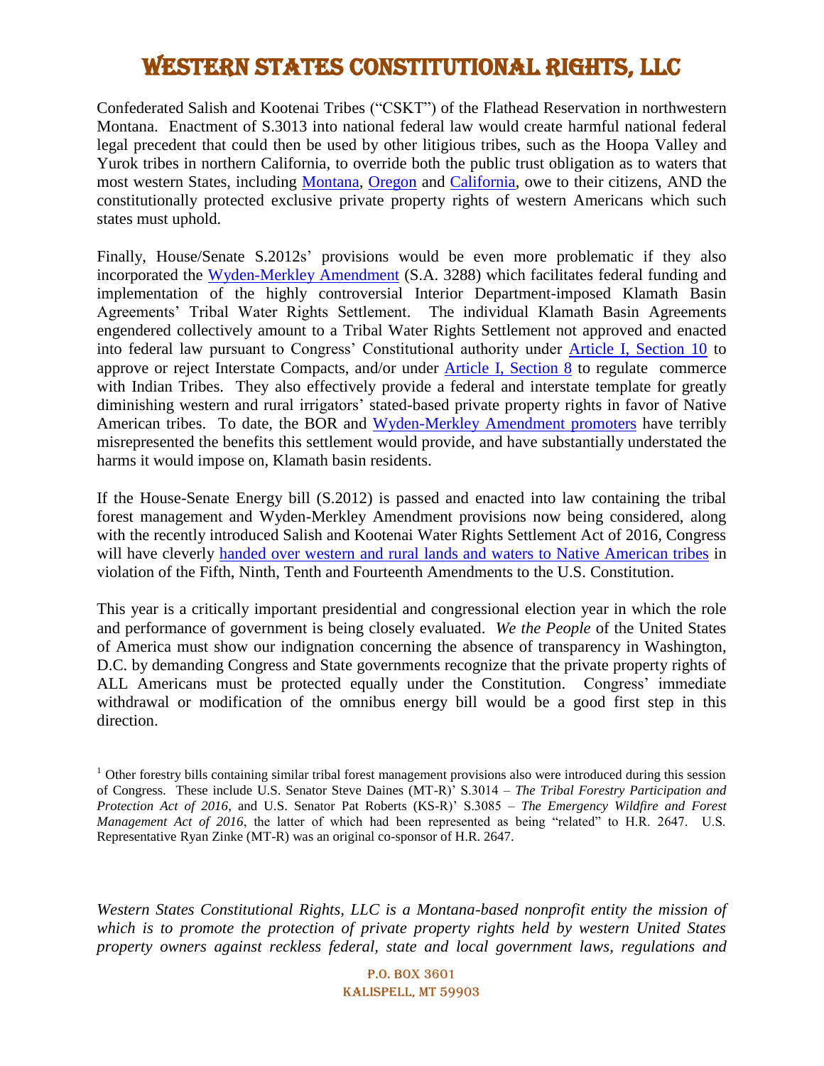Confederated Salish and Kootenai Tribes ("CSKT") of the Flathead Reservation in northwestern Montana. Enactment of S.3013 into national federal law would create harmful national federal legal precedent that could then be used by other litigious tribes, such as the Hoopa Valley and Yurok tribes in northern California, to override both the public trust obligation as to waters that most western States, including Montana, Oregon and California, owe to their citizens, AND the constitutionally protected exclusive private property rights of western Americans which such states must uphold.

Finally, House/Senate S.2012s' provisions would be even more problematic if they also incorporated the Wyden-Merkley Amendment (S.A. 3288) which facilitates federal funding and implementation of the highly controversial Interior Department-imposed Klamath Basin Agreements' Tribal Water Rights Settlement. The individual Klamath Basin Agreements engendered collectively amount to a Tribal Water Rights Settlement not approved and enacted into federal law pursuant to Congress' Constitutional authority under Article I, Section 10 to approve or reject Interstate Compacts, and/or under Article I, Section 8 to regulate commerce with Indian Tribes. They also effectively provide a federal and interstate template for greatly diminishing western and rural irrigators' stated-based private property rights in favor of Native American tribes. To date, the BOR and Wyden-Merkley Amendment promoters have terribly misrepresented the benefits this settlement would provide, and have substantially understated the harms it would impose on, Klamath basin residents.

If the House-Senate Energy bill (S.2012) is passed and enacted into law containing the tribal forest management and Wyden-Merkley Amendment provisions now being considered, along with the recently introduced Salish and Kootenai Water Rights Settlement Act of 2016, Congress will have cleverly handed over western and rural lands and waters to Native American tribes in violation of the Fifth, Ninth, Tenth and Fourteenth Amendments to the U.S. Constitution.

This year is a critically important presidential and congressional election year in which the role and performance of government is being closely evaluated. *We the People* of the United States of America must show our indignation concerning the absence of transparency in Washington, D.C. by demanding Congress and State governments recognize that the private property rights of ALL Americans must be protected equally under the Constitution. Congress' immediate withdrawal or modification of the omnibus energy bill would be a good first step in this direction.

[1] Other forestry bills containing similar tribal forest management provisions also were introduced during this session of Congress. These include U.S. Senator Steve Daines (MT-R)' S.3014 – *The Tribal Forestry Participation and Protection Act of 2016*, and U.S. Senator Pat Roberts (KS-R)' S.3085 – *The Emergency Wildfire and Forest Management Act of 2016*, the latter of which had been represented as being "related" to H.R. 2647. U.S. Representative Ryan Zinke (MT-R) was an original co-sponsor of H.R. 2647.

*Western States Constitutional Rights, LLC is a Montana-based nonprofit entity the mission of which is to promote the protection of private property rights held by western United States property owners against reckless federal, state and local government laws, regulations and*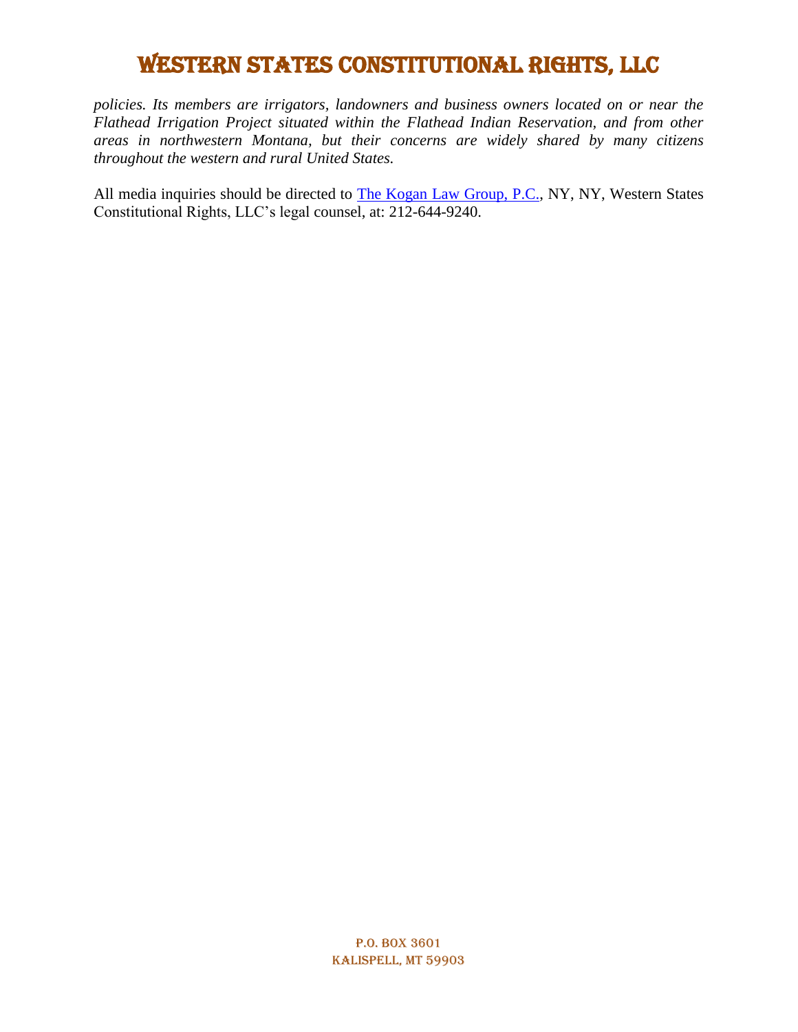*policies. Its members are irrigators, landowners and business owners located on or near the Flathead Irrigation Project situated within the Flathead Indian Reservation, and from other areas in northwestern Montana, but their concerns are widely shared by many citizens throughout the western and rural United States.*

All media inquiries should be directed to The Kogan Law Group, P.C., NY, NY, Western States Constitutional Rights, LLC's legal counsel, at: 212-644-9240.